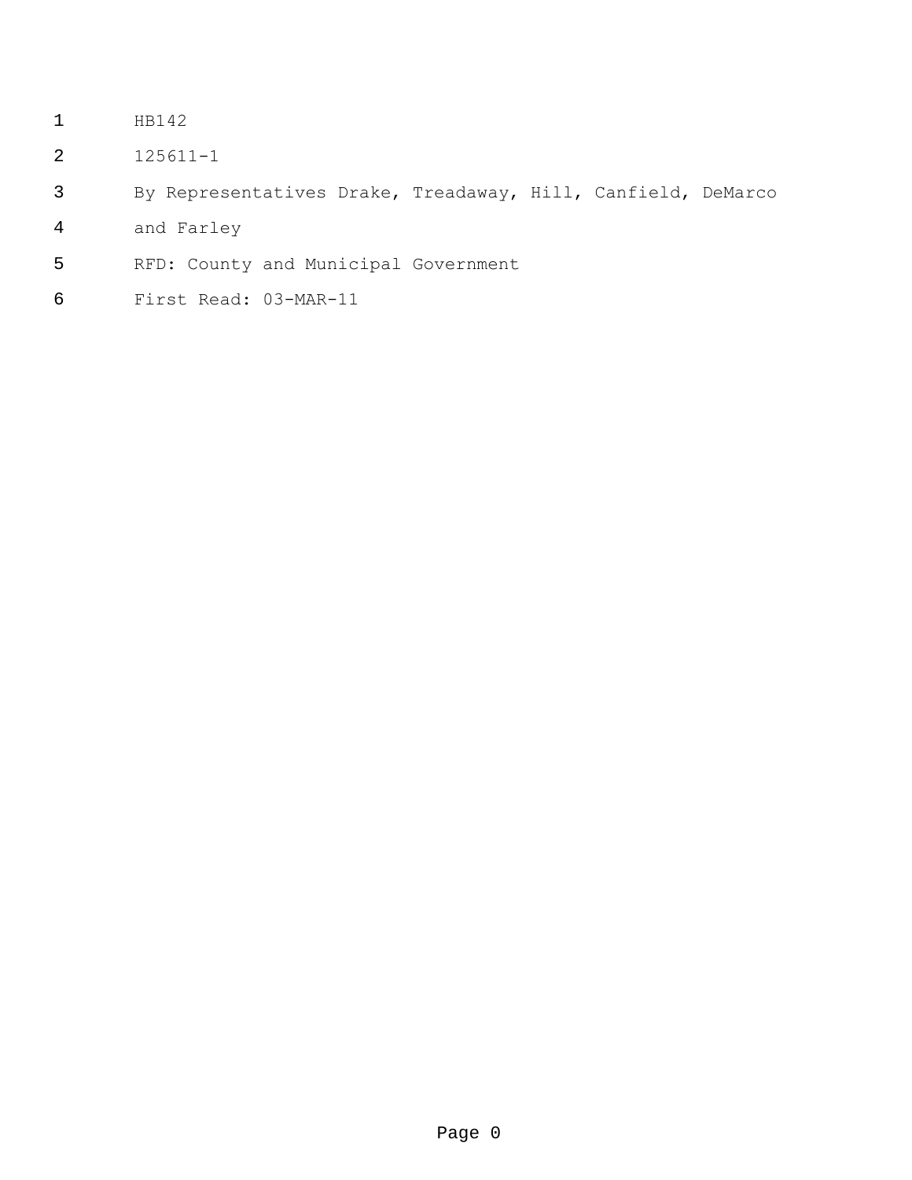HB142

125611-1

By Representatives Drake, Treadaway, Hill, Canfield, DeMarco and Farley

RFD: County and Municipal Government

First Read: 03-MAR-11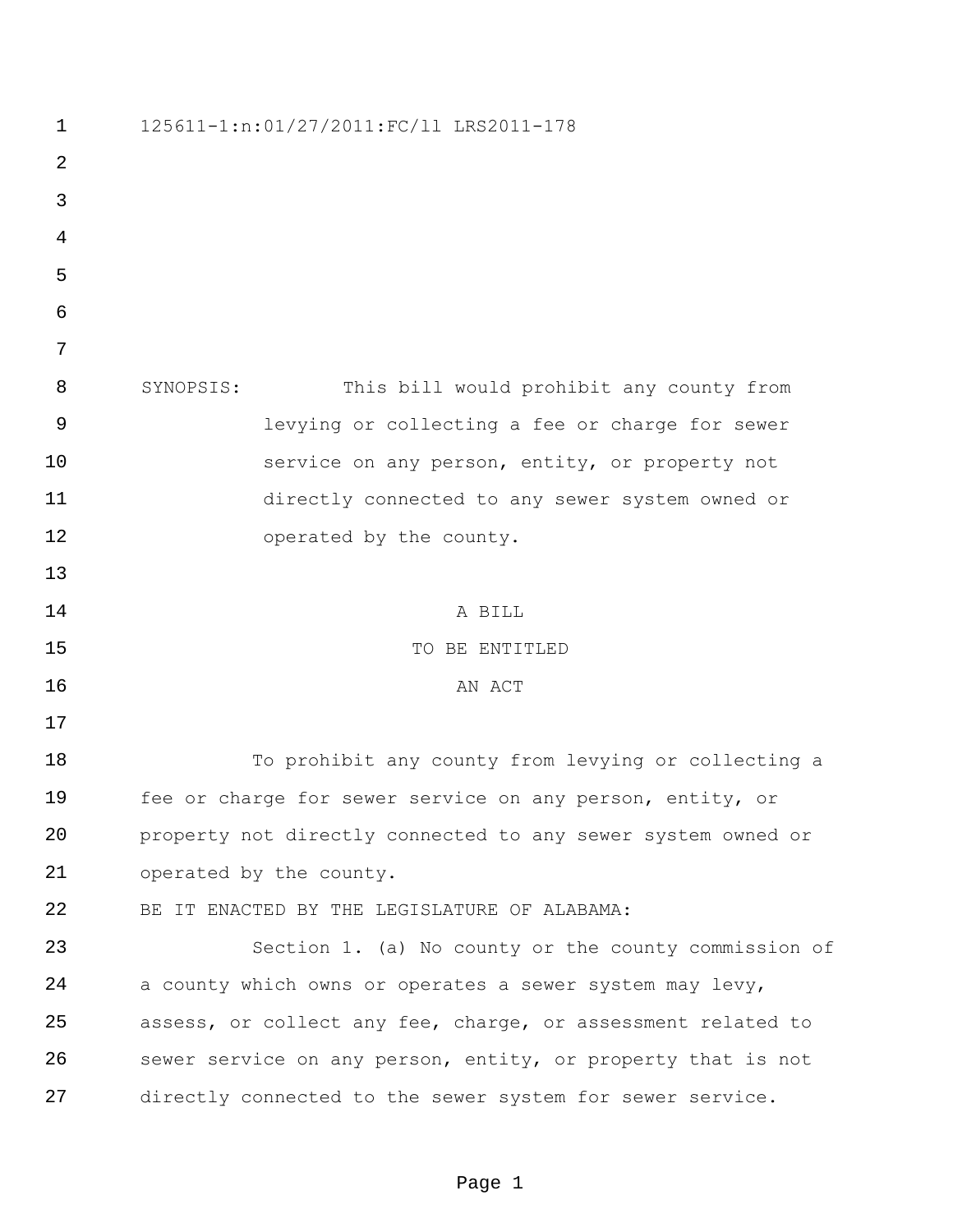125611-1:n:01/27/2011:FC/ll LRS2011-178

SYNOPSIS: This bill would prohibit any county from levying or collecting a fee or charge for sewer service on any person, entity, or property not directly connected to any sewer system owned or operated by the county.

A BILL
TO BE ENTITLED
AN ACT

To prohibit any county from levying or collecting a fee or charge for sewer service on any person, entity, or property not directly connected to any sewer system owned or operated by the county.

BE IT ENACTED BY THE LEGISLATURE OF ALABAMA:

Section 1. (a) No county or the county commission of a county which owns or operates a sewer system may levy, assess, or collect any fee, charge, or assessment related to sewer service on any person, entity, or property that is not directly connected to the sewer system for sewer service.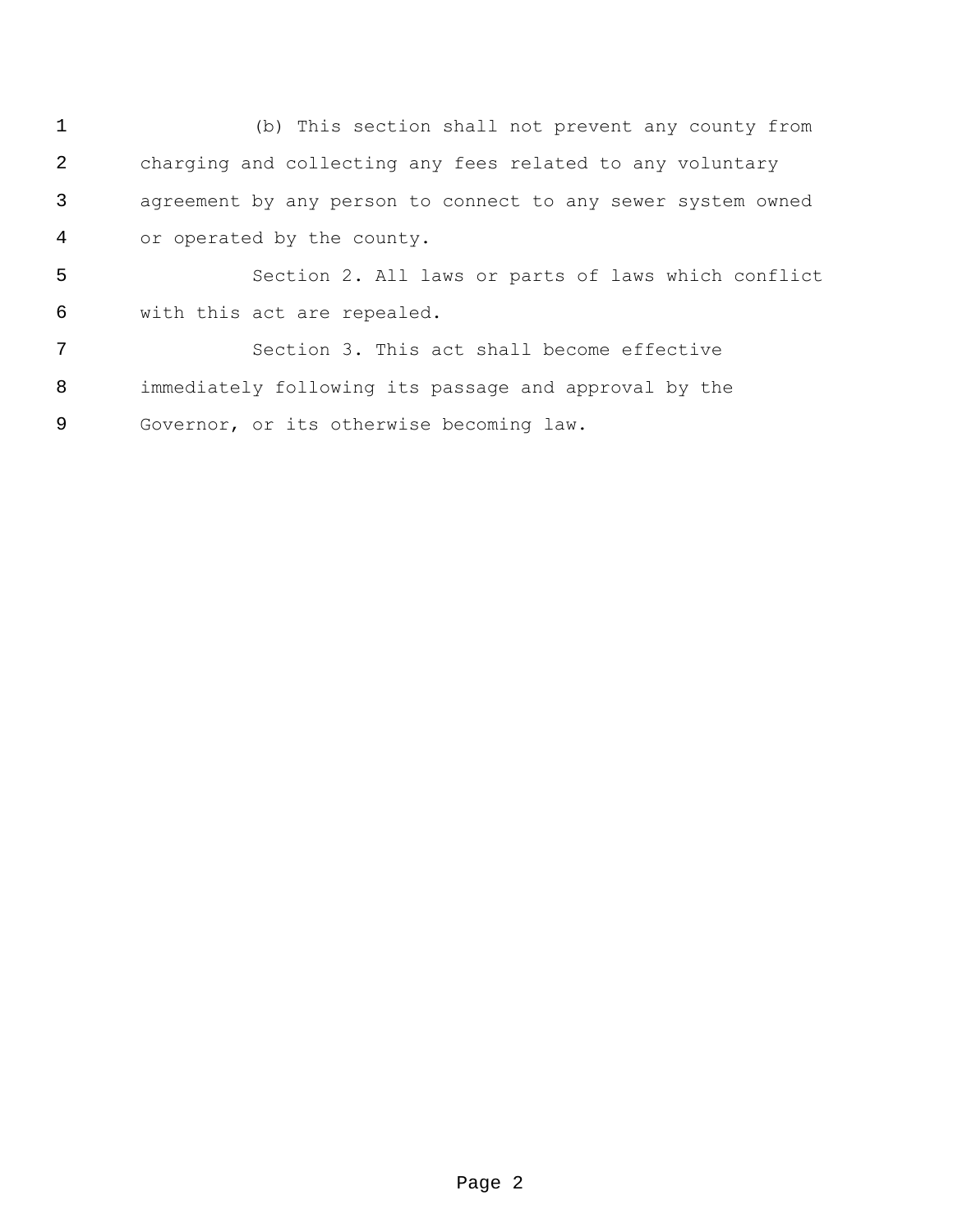(b) This section shall not prevent any county from charging and collecting any fees related to any voluntary agreement by any person to connect to any sewer system owned or operated by the county.

Section 2. All laws or parts of laws which conflict with this act are repealed.

Section 3. This act shall become effective immediately following its passage and approval by the Governor, or its otherwise becoming law.